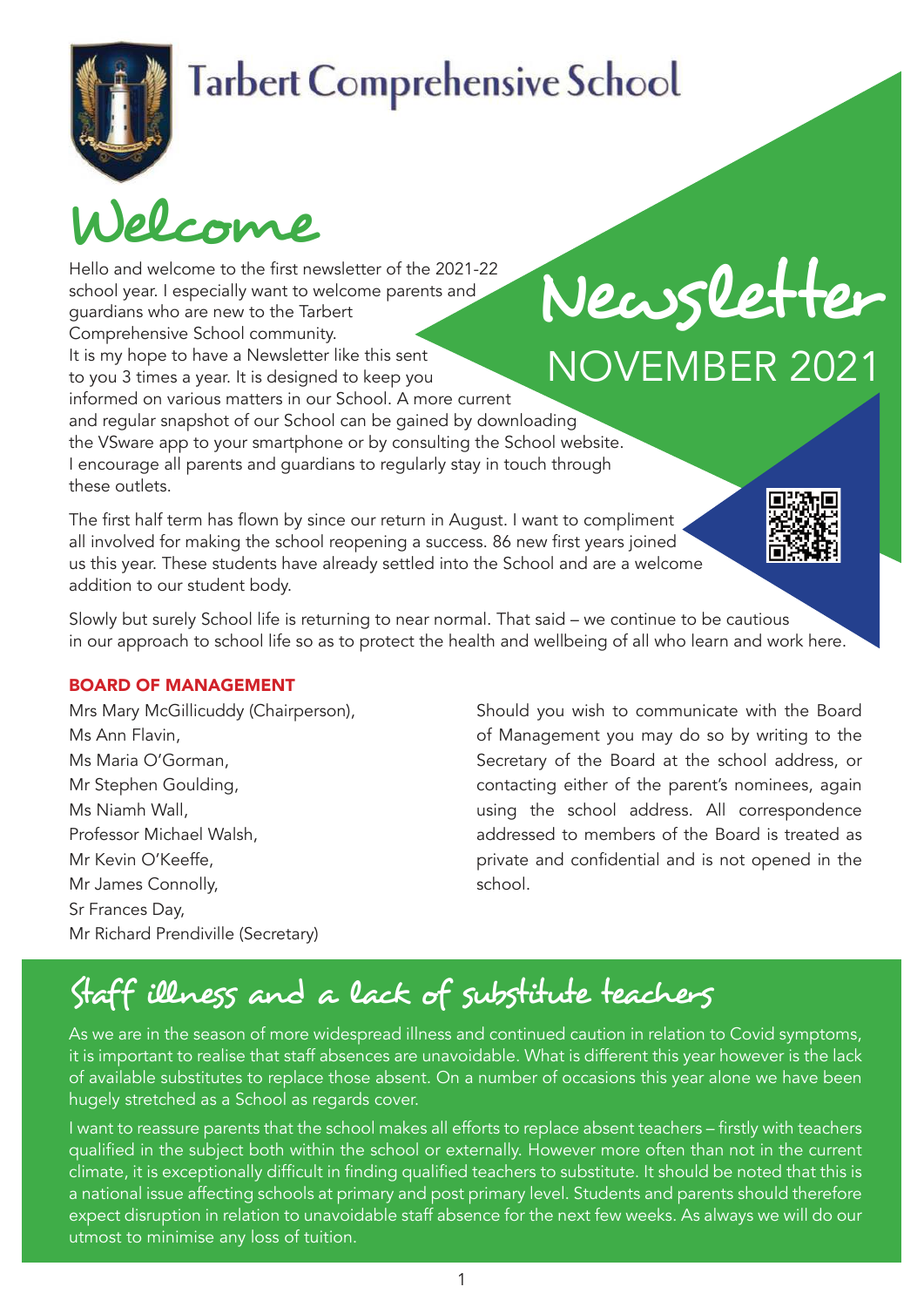# Tarbert Comprehensive School

# Newsletter

## NOVEMBER 2021

# Welcome

Hello and welcome to the first newsletter of the 2021-22 school year. I especially want to welcome parents and guardians who are new to the Tarbert Comprehensive School community.

It is my hope to have a Newsletter like this sent to you 3 times a year. It is designed to keep you informed on various matters in our School. A more current and regular snapshot of our School can be gained by downloading the VSware app to your smartphone or by consulting the School website. I encourage all parents and guardians to regularly stay in touch through these outlets.

The first half term has flown by since our return in August. I want to compliment all involved for making the school reopening a success. 86 new first years joined us this year. These students have already settled into the School and are a welcome addition to our student body.

Slowly but surely School life is returning to near normal. That said – we continue to be cautious in our approach to school life so as to protect the health and wellbeing of all who learn and work here.

### BOARD OF MANAGEMENT

Mrs Mary McGillicuddy (Chairperson),
Ms Ann Flavin,
Ms Maria O'Gorman,
Mr Stephen Goulding,
Ms Niamh Wall,
Professor Michael Walsh,
Mr Kevin O'Keeffe,
Mr James Connolly,
Sr Frances Day,
Mr Richard Prendiville (Secretary)

Should you wish to communicate with the Board of Management you may do so by writing to the Secretary of the Board at the school address, or contacting either of the parent's nominees, again using the school address. All correspondence addressed to members of the Board is treated as private and confidential and is not opened in the school.

## Staff illness and a lack of substitute teachers

As we are in the season of more widespread illness and continued caution in relation to Covid symptoms, it is important to realise that staff absences are unavoidable. What is different this year however is the lack of available substitutes to replace those absent. On a number of occasions this year alone we have been hugely stretched as a School as regards cover.

I want to reassure parents that the school makes all efforts to replace absent teachers – firstly with teachers qualified in the subject both within the school or externally. However more often than not in the current climate, it is exceptionally difficult in finding qualified teachers to substitute. It should be noted that this is a national issue affecting schools at primary and post primary level. Students and parents should therefore expect disruption in relation to unavoidable staff absence for the next few weeks. As always we will do our utmost to minimise any loss of tuition.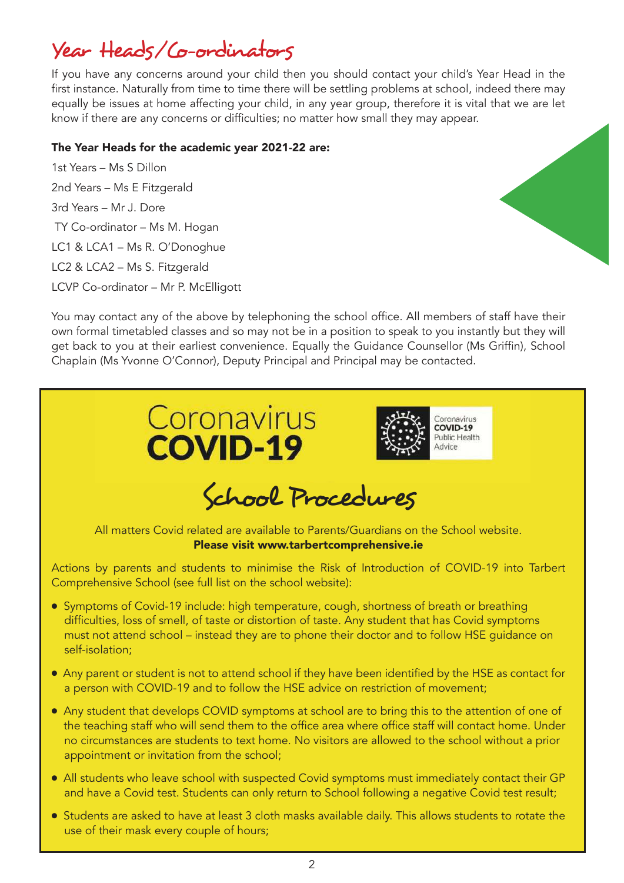## Year Heads/Co-ordinators

If you have any concerns around your child then you should contact your child's Year Head in the first instance. Naturally from time to time there will be settling problems at school, indeed there may equally be issues at home affecting your child, in any year group, therefore it is vital that we are let know if there are any concerns or difficulties; no matter how small they may appear.

**The Year Heads for the academic year 2021-22 are:**

1st Years – Ms S Dillon
2nd Years – Ms E Fitzgerald
3rd Years – Mr J. Dore
TY Co-ordinator – Ms M. Hogan
LC1 & LCA1 – Ms R. O'Donoghue
LC2 & LCA2 – Ms S. Fitzgerald
LCVP Co-ordinator – Mr P. McElligott

You may contact any of the above by telephoning the school office. All members of staff have their own formal timetabled classes and so may not be in a position to speak to you instantly but they will get back to you at their earliest convenience. Equally the Guidance Counsellor (Ms Griffin), School Chaplain (Ms Yvonne O'Connor), Deputy Principal and Principal may be contacted.

# Coronavirus **COVID-19**

Coronavirus **COVID-19** Public Health Advice

## School Procedures

All matters Covid related are available to Parents/Guardians on the School website.
**Please visit www.tarbertcomprehensive.ie**

Actions by parents and students to minimise the Risk of Introduction of COVID-19 into Tarbert Comprehensive School (see full list on the school website):

- Symptoms of Covid-19 include: high temperature, cough, shortness of breath or breathing difficulties, loss of smell, of taste or distortion of taste. Any student that has Covid symptoms must not attend school – instead they are to phone their doctor and to follow HSE guidance on self-isolation;
- Any parent or student is not to attend school if they have been identified by the HSE as contact for a person with COVID-19 and to follow the HSE advice on restriction of movement;
- Any student that develops COVID symptoms at school are to bring this to the attention of one of the teaching staff who will send them to the office area where office staff will contact home. Under no circumstances are students to text home. No visitors are allowed to the school without a prior appointment or invitation from the school;
- All students who leave school with suspected Covid symptoms must immediately contact their GP and have a Covid test. Students can only return to School following a negative Covid test result;
- Students are asked to have at least 3 cloth masks available daily. This allows students to rotate the use of their mask every couple of hours;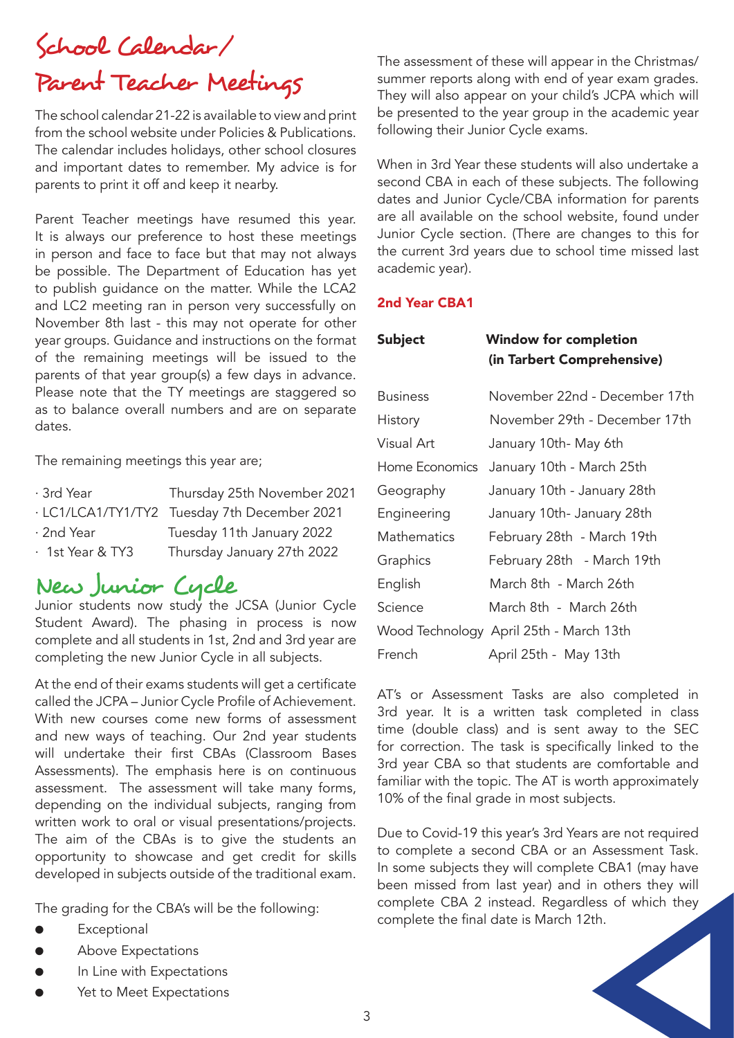# School Calendar/ Parent Teacher Meetings

The school calendar 21-22 is available to view and print from the school website under Policies & Publications. The calendar includes holidays, other school closures and important dates to remember. My advice is for parents to print it off and keep it nearby.

Parent Teacher meetings have resumed this year. It is always our preference to host these meetings in person and face to face but that may not always be possible. The Department of Education has yet to publish guidance on the matter. While the LCA2 and LC2 meeting ran in person very successfully on November 8th last - this may not operate for other year groups. Guidance and instructions on the format of the remaining meetings will be issued to the parents of that year group(s) a few days in advance. Please note that the TY meetings are staggered so as to balance overall numbers and are on separate dates.

The remaining meetings this year are;

- 3rd Year — Thursday 25th November 2021
- LC1/LCA1/TY1/TY2 — Tuesday 7th December 2021
- 2nd Year — Tuesday 11th January 2022
- 1st Year & TY3 — Thursday January 27th 2022

# New Junior Cycle

Junior students now study the JCSA (Junior Cycle Student Award). The phasing in process is now complete and all students in 1st, 2nd and 3rd year are completing the new Junior Cycle in all subjects.

At the end of their exams students will get a certificate called the JCPA – Junior Cycle Profile of Achievement. With new courses come new forms of assessment and new ways of teaching. Our 2nd year students will undertake their first CBAs (Classroom Bases Assessments). The emphasis here is on continuous assessment. The assessment will take many forms, depending on the individual subjects, ranging from written work to oral or visual presentations/projects. The aim of the CBAs is to give the students an opportunity to showcase and get credit for skills developed in subjects outside of the traditional exam.

The grading for the CBA's will be the following:

- Exceptional
- Above Expectations
- In Line with Expectations
- Yet to Meet Expectations

The assessment of these will appear in the Christmas/ summer reports along with end of year exam grades. They will also appear on your child's JCPA which will be presented to the year group in the academic year following their Junior Cycle exams.

When in 3rd Year these students will also undertake a second CBA in each of these subjects. The following dates and Junior Cycle/CBA information for parents are all available on the school website, found under Junior Cycle section. (There are changes to this for the current 3rd years due to school time missed last academic year).

### 2nd Year CBA1

| Subject | Window for completion (in Tarbert Comprehensive) |
|---|---|
| Business | November 22nd - December 17th |
| History | November 29th - December 17th |
| Visual Art | January 10th- May 6th |
| Home Economics | January 10th - March 25th |
| Geography | January 10th - January 28th |
| Engineering | January 10th- January 28th |
| Mathematics | February 28th - March 19th |
| Graphics | February 28th - March 19th |
| English | March 8th - March 26th |
| Science | March 8th - March 26th |
| Wood Technology | April 25th - March 13th |
| French | April 25th - May 13th |

AT's or Assessment Tasks are also completed in 3rd year. It is a written task completed in class time (double class) and is sent away to the SEC for correction. The task is specifically linked to the 3rd year CBA so that students are comfortable and familiar with the topic. The AT is worth approximately 10% of the final grade in most subjects.

Due to Covid-19 this year's 3rd Years are not required to complete a second CBA or an Assessment Task. In some subjects they will complete CBA1 (may have been missed from last year) and in others they will complete CBA 2 instead. Regardless of which they complete the final date is March 12th.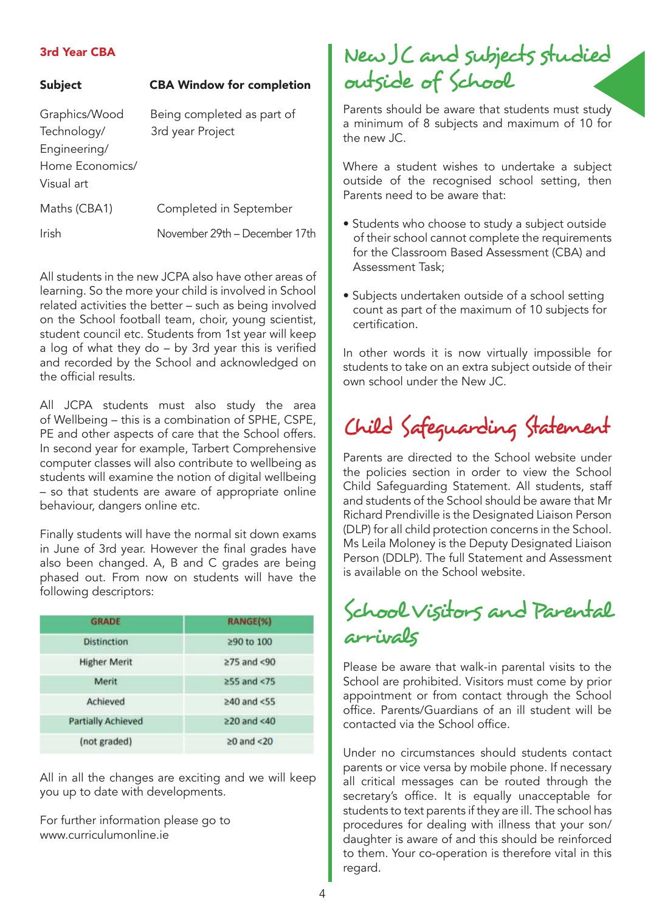### 3rd Year CBA

| Subject | CBA Window for completion |
| --- | --- |
| Graphics/Wood Technology/ Engineering/ Home Economics/ Visual art | Being completed as part of 3rd year Project |
| Maths (CBA1) | Completed in September |
| Irish | November 29th – December 17th |

All students in the new JCPA also have other areas of learning. So the more your child is involved in School related activities the better – such as being involved on the School football team, choir, young scientist, student council etc. Students from 1st year will keep a log of what they do – by 3rd year this is verified and recorded by the School and acknowledged on the official results.

All JCPA students must also study the area of Wellbeing – this is a combination of SPHE, CSPE, PE and other aspects of care that the School offers. In second year for example, Tarbert Comprehensive computer classes will also contribute to wellbeing as students will examine the notion of digital wellbeing – so that students are aware of appropriate online behaviour, dangers online etc.

Finally students will have the normal sit down exams in June of 3rd year. However the final grades have also been changed. A, B and C grades are being phased out. From now on students will have the following descriptors:

| GRADE | RANGE(%) |
| --- | --- |
| Distinction | ≥90 to 100 |
| Higher Merit | ≥75 and <90 |
| Merit | ≥55 and <75 |
| Achieved | ≥40 and <55 |
| Partially Achieved | ≥20 and <40 |
| (not graded) | ≥0 and <20 |

All in all the changes are exciting and we will keep you up to date with developments.

For further information please go to www.curriculumonline.ie

## New JC and subjects studied outside of School

Parents should be aware that students must study a minimum of 8 subjects and maximum of 10 for the new JC.

Where a student wishes to undertake a subject outside of the recognised school setting, then Parents need to be aware that:

- Students who choose to study a subject outside of their school cannot complete the requirements for the Classroom Based Assessment (CBA) and Assessment Task;
- Subjects undertaken outside of a school setting count as part of the maximum of 10 subjects for certification.

In other words it is now virtually impossible for students to take on an extra subject outside of their own school under the New JC.

## Child Safeguarding Statement

Parents are directed to the School website under the policies section in order to view the School Child Safeguarding Statement. All students, staff and students of the School should be aware that Mr Richard Prendiville is the Designated Liaison Person (DLP) for all child protection concerns in the School. Ms Leila Moloney is the Deputy Designated Liaison Person (DDLP). The full Statement and Assessment is available on the School website.

## School Visitors and Parental arrivals

Please be aware that walk-in parental visits to the School are prohibited. Visitors must come by prior appointment or from contact through the School office. Parents/Guardians of an ill student will be contacted via the School office.

Under no circumstances should students contact parents or vice versa by mobile phone. If necessary all critical messages can be routed through the secretary's office. It is equally unacceptable for students to text parents if they are ill. The school has procedures for dealing with illness that your son/ daughter is aware of and this should be reinforced to them. Your co-operation is therefore vital in this regard.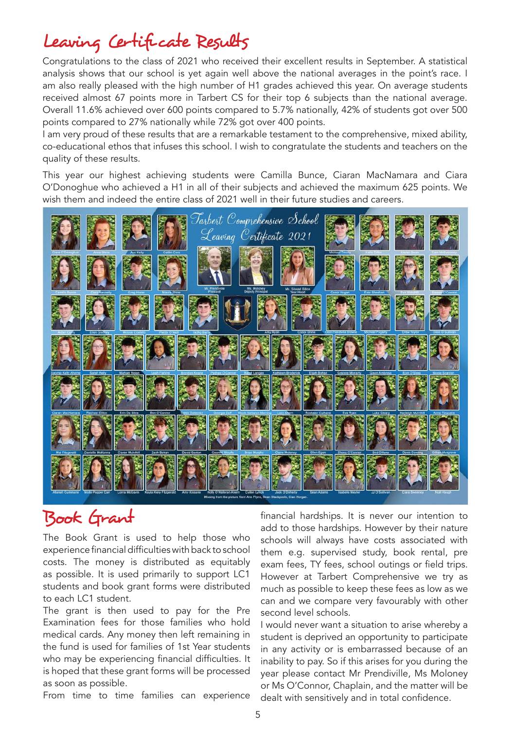# Leaving Certificate Results

Congratulations to the class of 2021 who received their excellent results in September. A statistical analysis shows that our school is yet again well above the national averages in the point's race. I am also really pleased with the high number of H1 grades achieved this year. On average students received almost 67 points more in Tarbert CS for their top 6 subjects than the national average. Overall 11.6% achieved over 600 points compared to 5.7% nationally, 42% of students got over 500 points compared to 27% nationally while 72% got over 400 points.

I am very proud of these results that are a remarkable testament to the comprehensive, mixed ability, co-educational ethos that infuses this school. I wish to congratulate the students and teachers on the quality of these results.

This year our highest achieving students were Camilla Bunce, Ciaran MacNamara and Ciara O'Donoghue who achieved a H1 in all of their subjects and achieved the maximum 625 points. We wish them and indeed the entire class of 2021 well in their future studies and careers.

# Book Grant

The Book Grant is used to help those who experience financial difficulties with back to school costs. The money is distributed as equitably as possible. It is used primarily to support LC1 students and book grant forms were distributed to each LC1 student.

The grant is then used to pay for the Pre Examination fees for those families who hold medical cards. Any money then left remaining in the fund is used for families of 1st Year students who may be experiencing financial difficulties. It is hoped that these grant forms will be processed as soon as possible.

From time to time families can experience financial hardships. It is never our intention to add to those hardships. However by their nature schools will always have costs associated with them e.g. supervised study, book rental, pre exam fees, TY fees, school outings or field trips. However at Tarbert Comprehensive we try as much as possible to keep these fees as low as we can and we compare very favourably with other second level schools.

I would never want a situation to arise whereby a student is deprived an opportunity to participate in any activity or is embarrassed because of an inability to pay. So if this arises for you during the year please contact Mr Prendiville, Ms Moloney or Ms O'Connor, Chaplain, and the matter will be dealt with sensitively and in total confidence.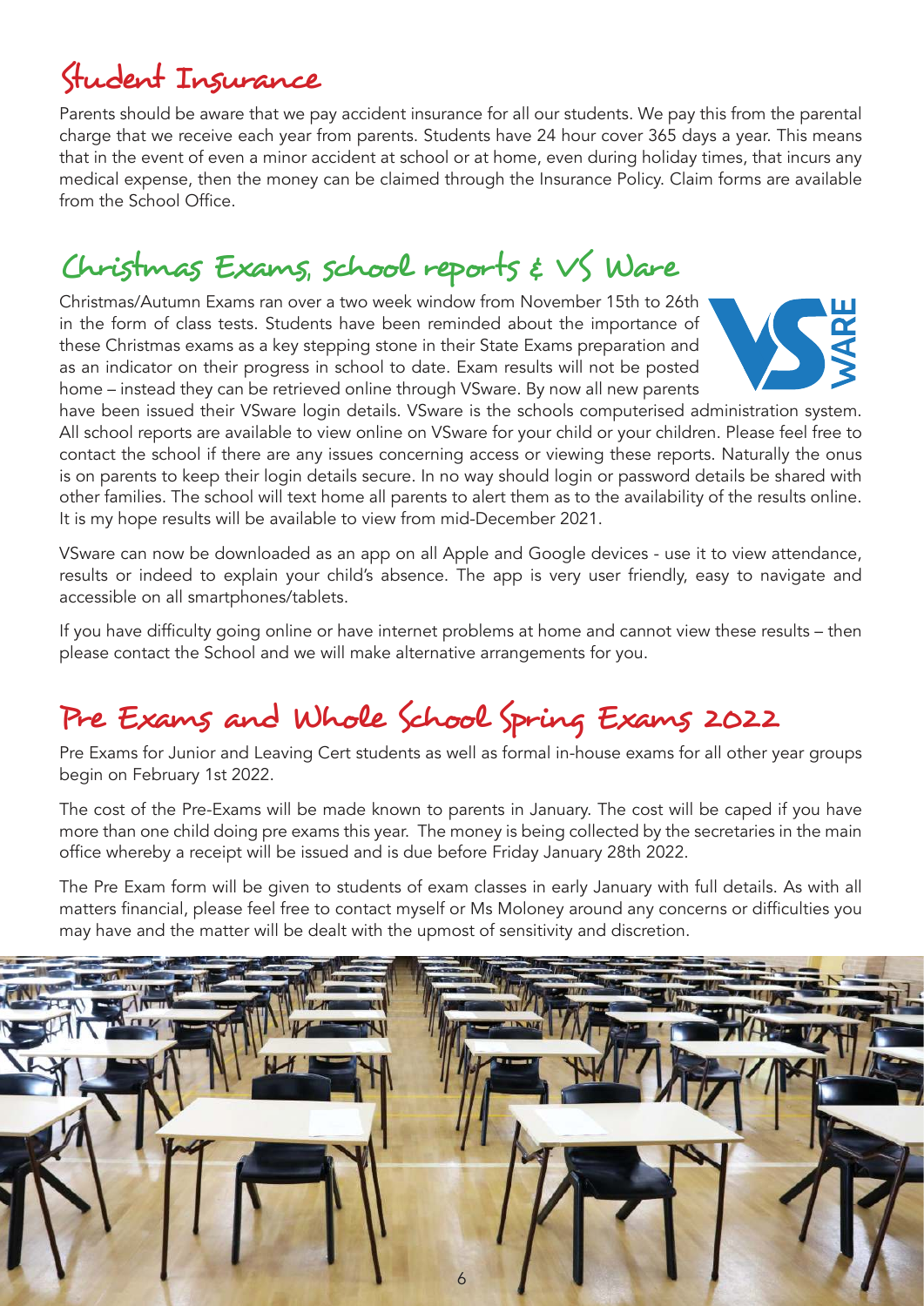## Student Insurance

Parents should be aware that we pay accident insurance for all our students. We pay this from the parental charge that we receive each year from parents. Students have 24 hour cover 365 days a year. This means that in the event of even a minor accident at school or at home, even during holiday times, that incurs any medical expense, then the money can be claimed through the Insurance Policy. Claim forms are available from the School Office.

## Christmas Exams, school reports & VS Ware

Christmas/Autumn Exams ran over a two week window from November 15th to 26th in the form of class tests. Students have been reminded about the importance of these Christmas exams as a key stepping stone in their State Exams preparation and as an indicator on their progress in school to date. Exam results will not be posted home – instead they can be retrieved online through VSware. By now all new parents have been issued their VSware login details. VSware is the schools computerised administration system. All school reports are available to view online on VSware for your child or your children. Please feel free to contact the school if there are any issues concerning access or viewing these reports. Naturally the onus is on parents to keep their login details secure. In no way should login or password details be shared with other families. The school will text home all parents to alert them as to the availability of the results online. It is my hope results will be available to view from mid-December 2021.

VSware can now be downloaded as an app on all Apple and Google devices - use it to view attendance, results or indeed to explain your child's absence. The app is very user friendly, easy to navigate and accessible on all smartphones/tablets.

If you have difficulty going online or have internet problems at home and cannot view these results – then please contact the School and we will make alternative arrangements for you.

## Pre Exams and Whole School Spring Exams 2022

Pre Exams for Junior and Leaving Cert students as well as formal in-house exams for all other year groups begin on February 1st 2022.

The cost of the Pre-Exams will be made known to parents in January. The cost will be caped if you have more than one child doing pre exams this year. The money is being collected by the secretaries in the main office whereby a receipt will be issued and is due before Friday January 28th 2022.

The Pre Exam form will be given to students of exam classes in early January with full details. As with all matters financial, please feel free to contact myself or Ms Moloney around any concerns or difficulties you may have and the matter will be dealt with the upmost of sensitivity and discretion.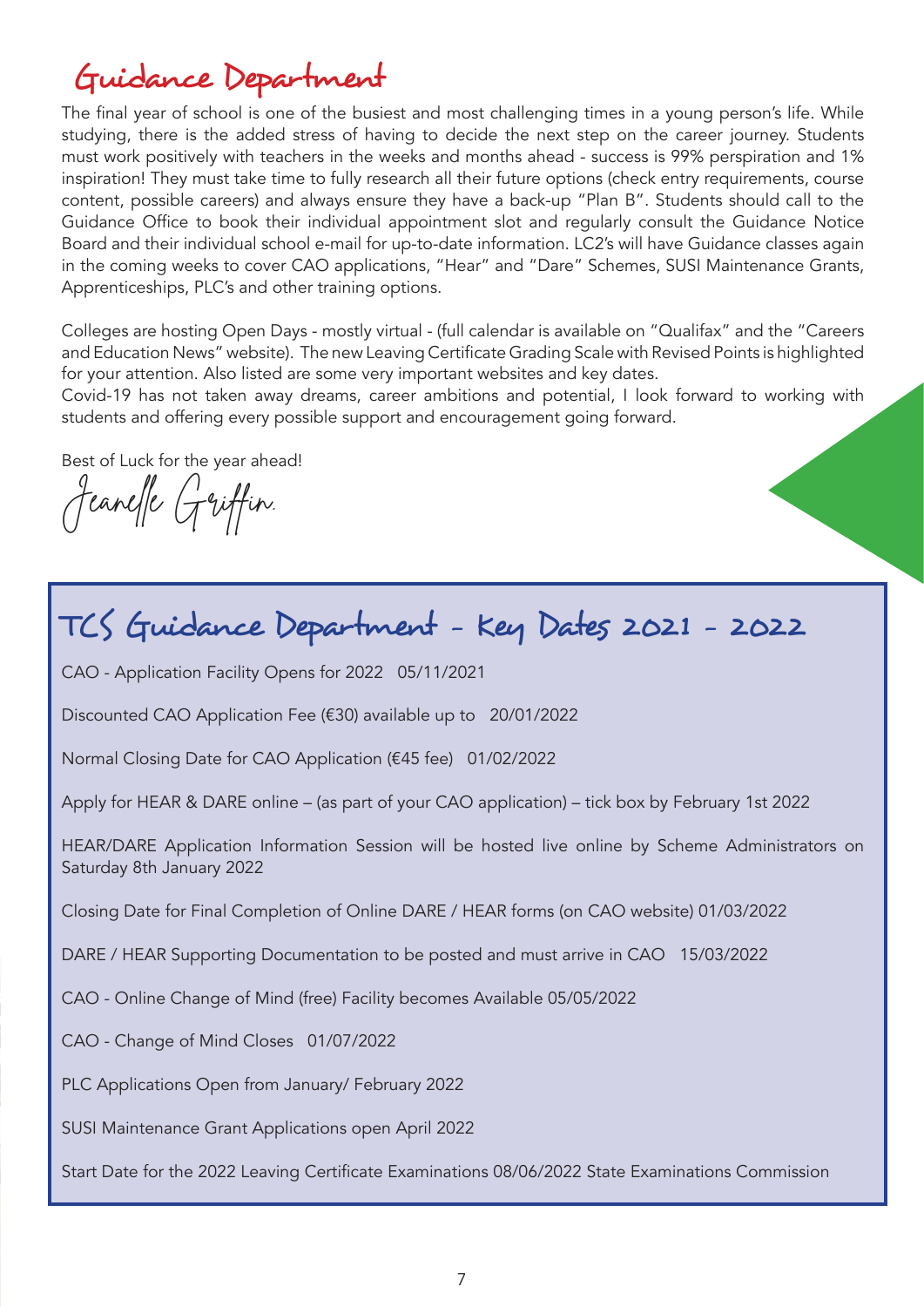# Guidance Department

The final year of school is one of the busiest and most challenging times in a young person's life. While studying, there is the added stress of having to decide the next step on the career journey. Students must work positively with teachers in the weeks and months ahead - success is 99% perspiration and 1% inspiration! They must take time to fully research all their future options (check entry requirements, course content, possible careers) and always ensure they have a back-up "Plan B". Students should call to the Guidance Office to book their individual appointment slot and regularly consult the Guidance Notice Board and their individual school e-mail for up-to-date information. LC2's will have Guidance classes again in the coming weeks to cover CAO applications, "Hear" and "Dare" Schemes, SUSI Maintenance Grants, Apprenticeships, PLC's and other training options.

Colleges are hosting Open Days - mostly virtual - (full calendar is available on "Qualifax" and the "Careers and Education News" website). The new Leaving Certificate Grading Scale with Revised Points is highlighted for your attention. Also listed are some very important websites and key dates.

Covid-19 has not taken away dreams, career ambitions and potential, I look forward to working with students and offering every possible support and encouragement going forward.

Best of Luck for the year ahead!

Jeanelle Griffin.

## TCS Guidance Department - Key Dates 2021 - 2022

CAO - Application Facility Opens for 2022 05/11/2021

Discounted CAO Application Fee (€30) available up to 20/01/2022

Normal Closing Date for CAO Application (€45 fee) 01/02/2022

Apply for HEAR & DARE online – (as part of your CAO application) – tick box by February 1st 2022

HEAR/DARE Application Information Session will be hosted live online by Scheme Administrators on Saturday 8th January 2022

Closing Date for Final Completion of Online DARE / HEAR forms (on CAO website) 01/03/2022

DARE / HEAR Supporting Documentation to be posted and must arrive in CAO 15/03/2022

CAO - Online Change of Mind (free) Facility becomes Available 05/05/2022

CAO - Change of Mind Closes 01/07/2022

PLC Applications Open from January/ February 2022

SUSI Maintenance Grant Applications open April 2022

Start Date for the 2022 Leaving Certificate Examinations 08/06/2022 State Examinations Commission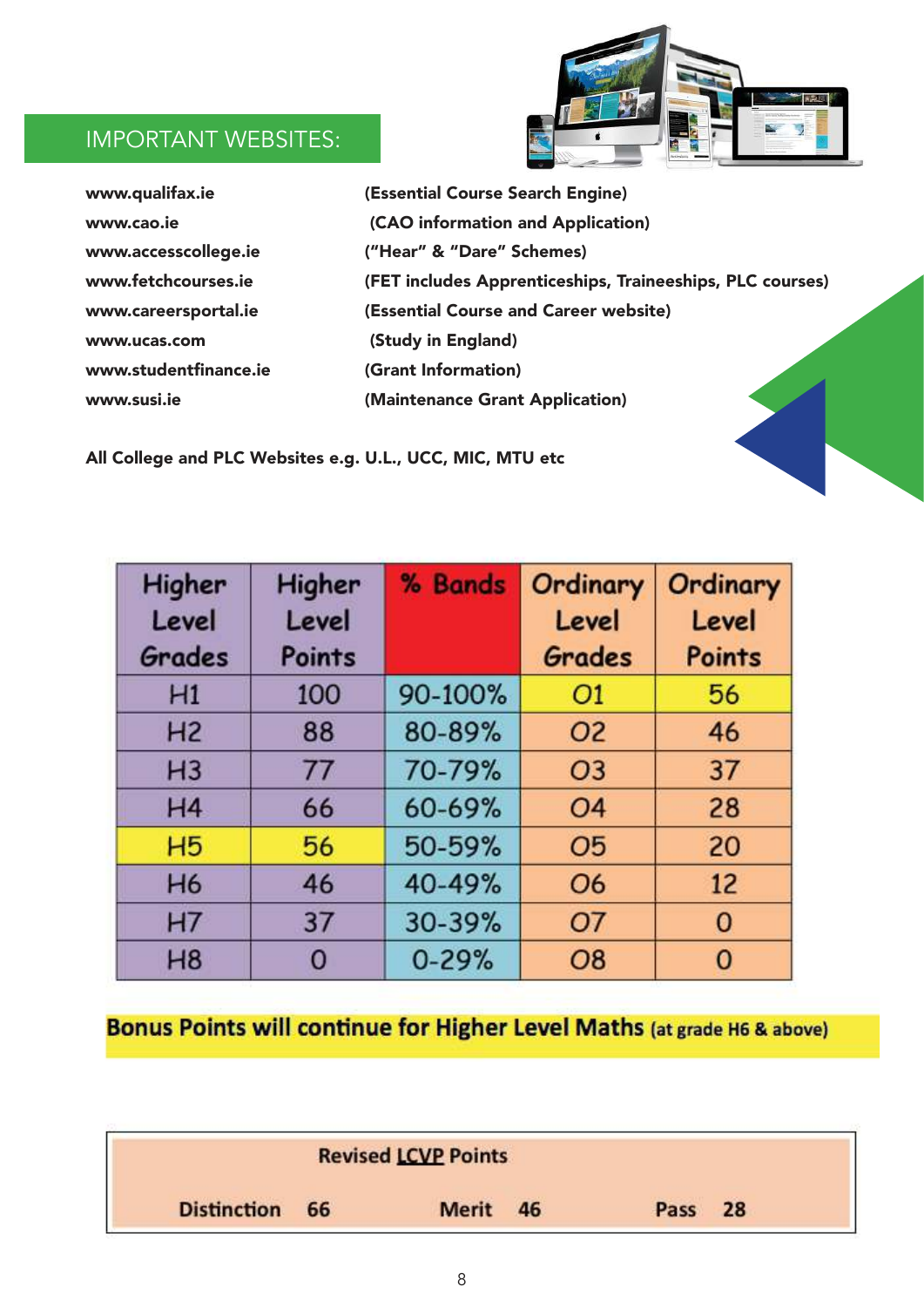## IMPORTANT WEBSITES:

| | |
|---|---|
| **www.qualifax.ie** | **(Essential Course Search Engine)** |
| **www.cao.ie** | **(CAO information and Application)** |
| **www.accesscollege.ie** | **("Hear" & "Dare" Schemes)** |
| **www.fetchcourses.ie** | **(FET includes Apprenticeships, Traineeships, PLC courses)** |
| **www.careersportal.ie** | **(Essential Course and Career website)** |
| **www.ucas.com** | **(Study in England)** |
| **www.studentfinance.ie** | **(Grant Information)** |
| **www.susi.ie** | **(Maintenance Grant Application)** |

**All College and PLC Websites e.g. U.L., UCC, MIC, MTU etc**

| Higher Level Grades | Higher Level Points | % Bands | Ordinary Level Grades | Ordinary Level Points |
|---|---|---|---|---|
| H1 | 100 | 90-100% | O1 | 56 |
| H2 | 88 | 80-89% | O2 | 46 |
| H3 | 77 | 70-79% | O3 | 37 |
| H4 | 66 | 60-69% | O4 | 28 |
| H5 | 56 | 50-59% | O5 | 20 |
| H6 | 46 | 40-49% | O6 | 12 |
| H7 | 37 | 30-39% | O7 | 0 |
| H8 | 0 | 0-29% | O8 | 0 |

**Bonus Points will continue for Higher Level Maths (at grade H6 & above)**

**Revised LCVP Points**

**Distinction 66 Merit 46 Pass 28**